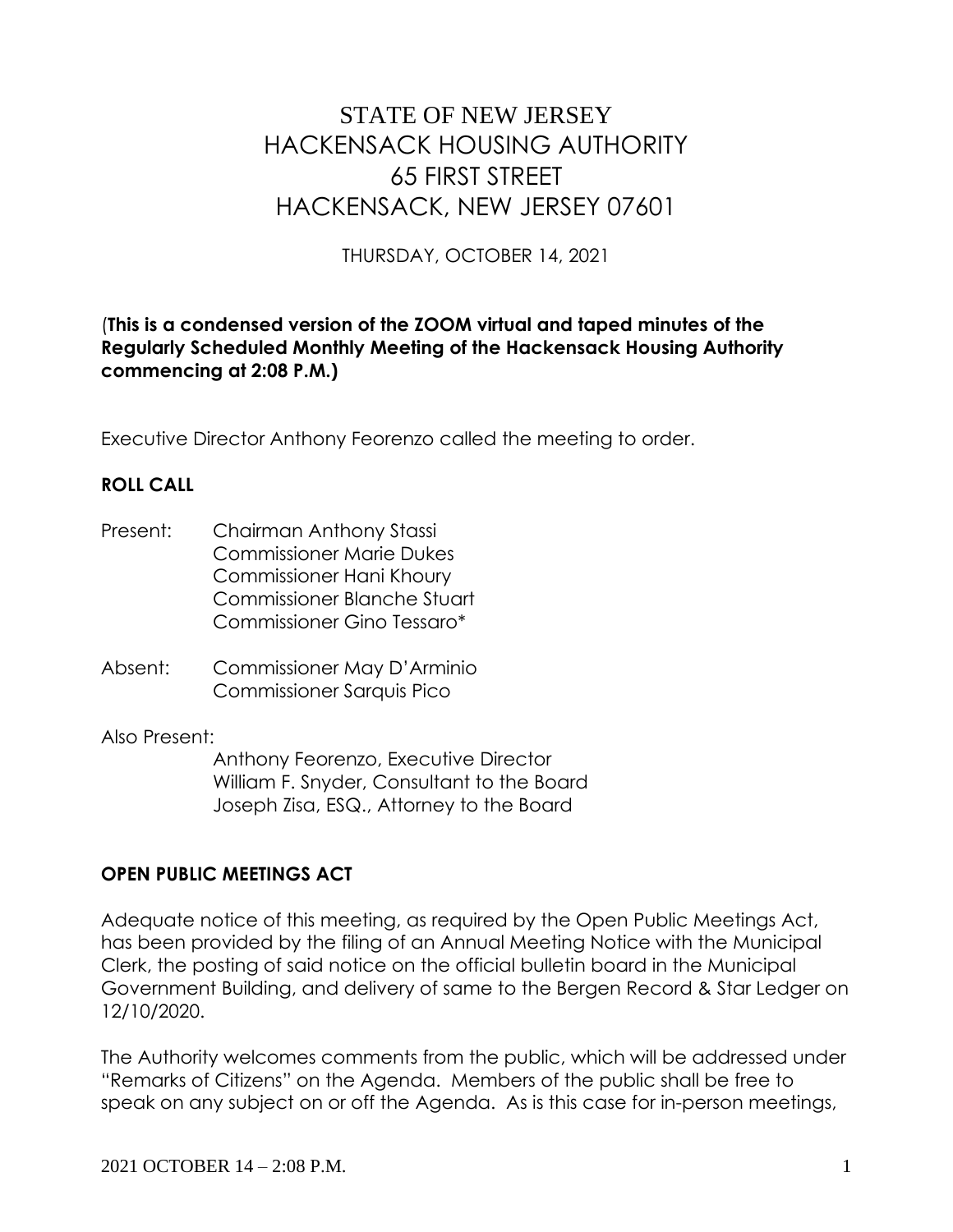# STATE OF NEW JERSEY
# HACKENSACK HOUSING AUTHORITY
# 65 FIRST STREET
# HACKENSACK, NEW JERSEY 07601

THURSDAY, OCTOBER 14, 2021

(**This is a condensed version of the ZOOM virtual and taped minutes of the Regularly Scheduled Monthly Meeting of the Hackensack Housing Authority commencing at 2:08 P.M.)**

Executive Director Anthony Feorenzo called the meeting to order.

**ROLL CALL**

Present: Chairman Anthony Stassi
Commissioner Marie Dukes
Commissioner Hani Khoury
Commissioner Blanche Stuart
Commissioner Gino Tessaro*

Absent: Commissioner May D'Arminio
Commissioner Sarquis Pico

Also Present:
Anthony Feorenzo, Executive Director
William F. Snyder, Consultant to the Board
Joseph Zisa, ESQ., Attorney to the Board

**OPEN PUBLIC MEETINGS ACT**

Adequate notice of this meeting, as required by the Open Public Meetings Act, has been provided by the filing of an Annual Meeting Notice with the Municipal Clerk, the posting of said notice on the official bulletin board in the Municipal Government Building, and delivery of same to the Bergen Record & Star Ledger on 12/10/2020.

The Authority welcomes comments from the public, which will be addressed under "Remarks of Citizens" on the Agenda. Members of the public shall be free to speak on any subject on or off the Agenda. As is this case for in-person meetings,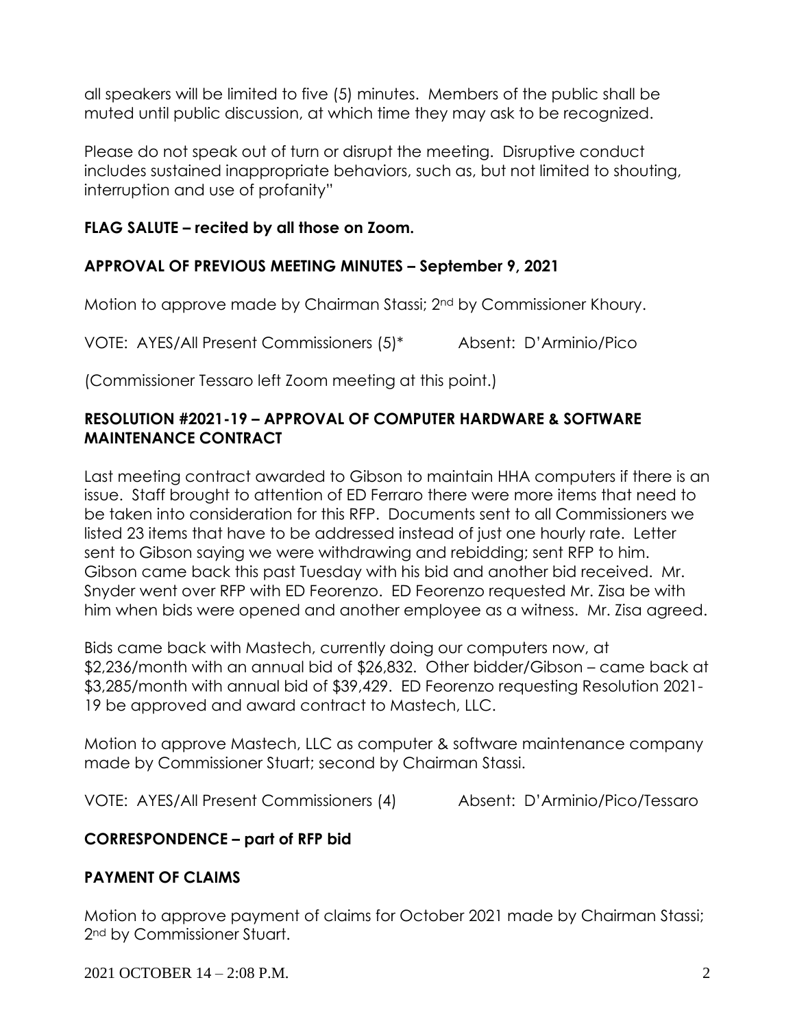all speakers will be limited to five (5) minutes. Members of the public shall be muted until public discussion, at which time they may ask to be recognized.

Please do not speak out of turn or disrupt the meeting. Disruptive conduct includes sustained inappropriate behaviors, such as, but not limited to shouting, interruption and use of profanity"

**FLAG SALUTE – recited by all those on Zoom.**

**APPROVAL OF PREVIOUS MEETING MINUTES – September 9, 2021**

Motion to approve made by Chairman Stassi; 2nd by Commissioner Khoury.

VOTE: AYES/All Present Commissioners (5)* Absent: D'Arminio/Pico

(Commissioner Tessaro left Zoom meeting at this point.)

**RESOLUTION #2021-19 – APPROVAL OF COMPUTER HARDWARE & SOFTWARE MAINTENANCE CONTRACT**

Last meeting contract awarded to Gibson to maintain HHA computers if there is an issue. Staff brought to attention of ED Ferraro there were more items that need to be taken into consideration for this RFP. Documents sent to all Commissioners we listed 23 items that have to be addressed instead of just one hourly rate. Letter sent to Gibson saying we were withdrawing and rebidding; sent RFP to him. Gibson came back this past Tuesday with his bid and another bid received. Mr. Snyder went over RFP with ED Feorenzo. ED Feorenzo requested Mr. Zisa be with him when bids were opened and another employee as a witness. Mr. Zisa agreed.

Bids came back with Mastech, currently doing our computers now, at \$2,236/month with an annual bid of \$26,832. Other bidder/Gibson – came back at \$3,285/month with annual bid of \$39,429. ED Feorenzo requesting Resolution 2021-19 be approved and award contract to Mastech, LLC.

Motion to approve Mastech, LLC as computer & software maintenance company made by Commissioner Stuart; second by Chairman Stassi.

VOTE: AYES/All Present Commissioners (4) Absent: D'Arminio/Pico/Tessaro

**CORRESPONDENCE – part of RFP bid**

**PAYMENT OF CLAIMS**

Motion to approve payment of claims for October 2021 made by Chairman Stassi; 2nd by Commissioner Stuart.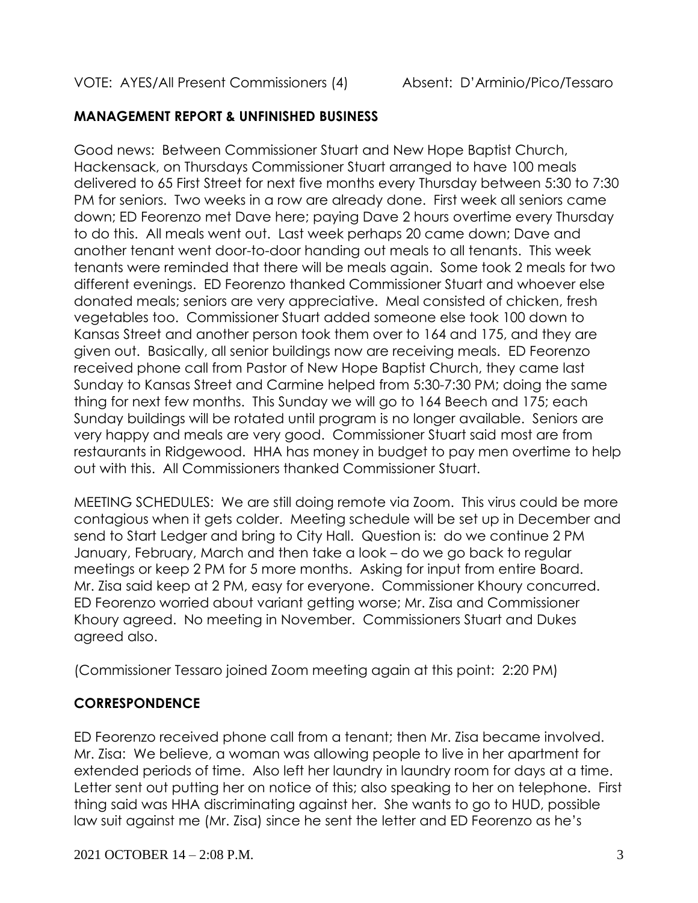VOTE: AYES/All Present Commissioners (4)    Absent: D'Arminio/Pico/Tessaro

**MANAGEMENT REPORT & UNFINISHED BUSINESS**

Good news: Between Commissioner Stuart and New Hope Baptist Church, Hackensack, on Thursdays Commissioner Stuart arranged to have 100 meals delivered to 65 First Street for next five months every Thursday between 5:30 to 7:30 PM for seniors. Two weeks in a row are already done. First week all seniors came down; ED Feorenzo met Dave here; paying Dave 2 hours overtime every Thursday to do this. All meals went out. Last week perhaps 20 came down; Dave and another tenant went door-to-door handing out meals to all tenants. This week tenants were reminded that there will be meals again. Some took 2 meals for two different evenings. ED Feorenzo thanked Commissioner Stuart and whoever else donated meals; seniors are very appreciative. Meal consisted of chicken, fresh vegetables too. Commissioner Stuart added someone else took 100 down to Kansas Street and another person took them over to 164 and 175, and they are given out. Basically, all senior buildings now are receiving meals. ED Feorenzo received phone call from Pastor of New Hope Baptist Church, they came last Sunday to Kansas Street and Carmine helped from 5:30-7:30 PM; doing the same thing for next few months. This Sunday we will go to 164 Beech and 175; each Sunday buildings will be rotated until program is no longer available. Seniors are very happy and meals are very good. Commissioner Stuart said most are from restaurants in Ridgewood. HHA has money in budget to pay men overtime to help out with this. All Commissioners thanked Commissioner Stuart.

MEETING SCHEDULES: We are still doing remote via Zoom. This virus could be more contagious when it gets colder. Meeting schedule will be set up in December and send to Start Ledger and bring to City Hall. Question is: do we continue 2 PM January, February, March and then take a look – do we go back to regular meetings or keep 2 PM for 5 more months. Asking for input from entire Board. Mr. Zisa said keep at 2 PM, easy for everyone. Commissioner Khoury concurred. ED Feorenzo worried about variant getting worse; Mr. Zisa and Commissioner Khoury agreed. No meeting in November. Commissioners Stuart and Dukes agreed also.

(Commissioner Tessaro joined Zoom meeting again at this point: 2:20 PM)

**CORRESPONDENCE**

ED Feorenzo received phone call from a tenant; then Mr. Zisa became involved. Mr. Zisa: We believe, a woman was allowing people to live in her apartment for extended periods of time. Also left her laundry in laundry room for days at a time. Letter sent out putting her on notice of this; also speaking to her on telephone. First thing said was HHA discriminating against her. She wants to go to HUD, possible law suit against me (Mr. Zisa) since he sent the letter and ED Feorenzo as he's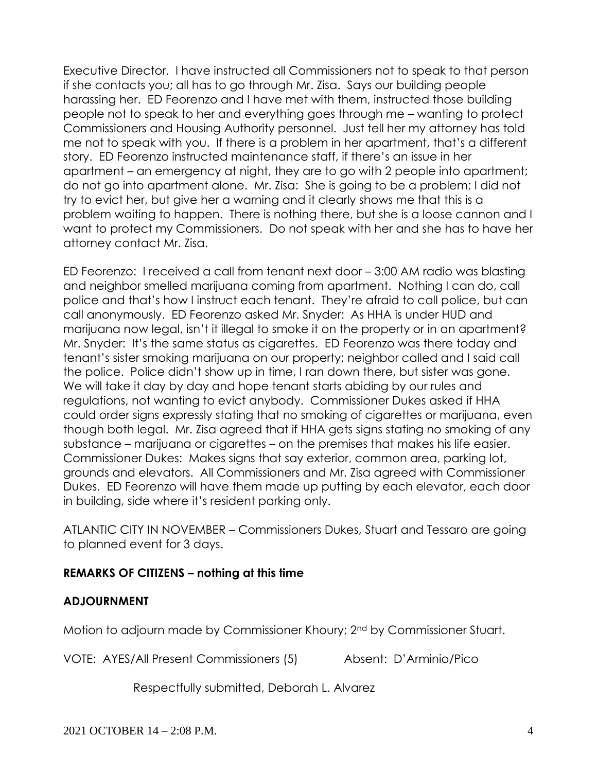Executive Director. I have instructed all Commissioners not to speak to that person if she contacts you; all has to go through Mr. Zisa. Says our building people harassing her. ED Feorenzo and I have met with them, instructed those building people not to speak to her and everything goes through me – wanting to protect Commissioners and Housing Authority personnel. Just tell her my attorney has told me not to speak with you. If there is a problem in her apartment, that's a different story. ED Feorenzo instructed maintenance staff, if there's an issue in her apartment – an emergency at night, they are to go with 2 people into apartment; do not go into apartment alone. Mr. Zisa: She is going to be a problem; I did not try to evict her, but give her a warning and it clearly shows me that this is a problem waiting to happen. There is nothing there, but she is a loose cannon and I want to protect my Commissioners. Do not speak with her and she has to have her attorney contact Mr. Zisa.

ED Feorenzo: I received a call from tenant next door – 3:00 AM radio was blasting and neighbor smelled marijuana coming from apartment. Nothing I can do, call police and that's how I instruct each tenant. They're afraid to call police, but can call anonymously. ED Feorenzo asked Mr. Snyder: As HHA is under HUD and marijuana now legal, isn't it illegal to smoke it on the property or in an apartment? Mr. Snyder: It's the same status as cigarettes. ED Feorenzo was there today and tenant's sister smoking marijuana on our property; neighbor called and I said call the police. Police didn't show up in time, I ran down there, but sister was gone. We will take it day by day and hope tenant starts abiding by our rules and regulations, not wanting to evict anybody. Commissioner Dukes asked if HHA could order signs expressly stating that no smoking of cigarettes or marijuana, even though both legal. Mr. Zisa agreed that if HHA gets signs stating no smoking of any substance – marijuana or cigarettes – on the premises that makes his life easier. Commissioner Dukes: Makes signs that say exterior, common area, parking lot, grounds and elevators. All Commissioners and Mr. Zisa agreed with Commissioner Dukes. ED Feorenzo will have them made up putting by each elevator, each door in building, side where it's resident parking only.

ATLANTIC CITY IN NOVEMBER – Commissioners Dukes, Stuart and Tessaro are going to planned event for 3 days.

**REMARKS OF CITIZENS – nothing at this time**

**ADJOURNMENT**

Motion to adjourn made by Commissioner Khoury; 2nd by Commissioner Stuart.

VOTE: AYES/All Present Commissioners (5) Absent: D'Arminio/Pico

Respectfully submitted, Deborah L. Alvarez